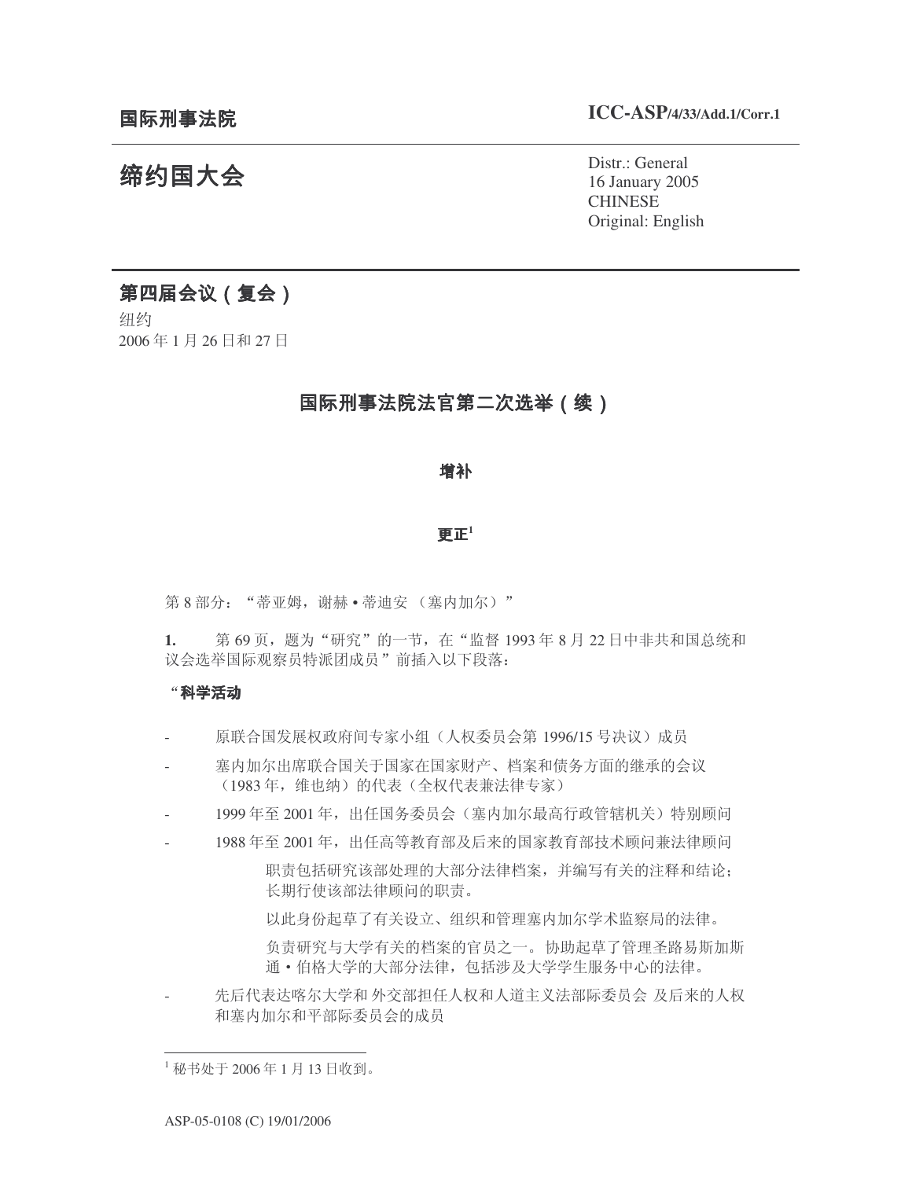国际刑事法院

ICC-ASP/4/33/Add.1/Corr.1

# 缔约国大会

Distr.: General
16 January 2005
CHINESE
Original: English

## 第四届会议（复会）

纽约
2006 年 1 月 26 日和 27 日

## 国际刑事法院法官第二次选举（续）

### 增补

### 更正[1]

第 8 部分："蒂亚姆，谢赫 • 蒂迪安 （塞内加尔）"

**1.** 第 69 页，题为"研究"的一节，在"监督 1993 年 8 月 22 日中非共和国总统和议会选举国际观察员特派团成员"前插入以下段落：

"**科学活动**

- 原联合国发展权政府间专家小组（人权委员会第 1996/15 号决议）成员
- 塞内加尔出席联合国关于国家在国家财产、档案和债务方面的继承的会议（1983 年，维也纳）的代表（全权代表兼法律专家）
- 1999 年至 2001 年，出任国务委员会（塞内加尔最高行政管辖机关）特别顾问
- 1988 年至 2001 年，出任高等教育部及后来的国家教育部技术顾问兼法律顾问

  职责包括研究该部处理的大部分法律档案，并编写有关的注释和结论；长期行使该部法律顾问的职责。

  以此身份起草了有关设立、组织和管理塞内加尔学术监察局的法律。

  负责研究与大学有关的档案的官员之一。协助起草了管理圣路易斯加斯通 • 伯格大学的大部分法律，包括涉及大学学生服务中心的法律。

- 先后代表达喀尔大学和 外交部担任人权和人道主义法部际委员会 及后来的人权和塞内加尔和平部际委员会的成员

[1] 秘书处于 2006 年 1 月 13 日收到。

ASP-05-0108 (C) 19/01/2006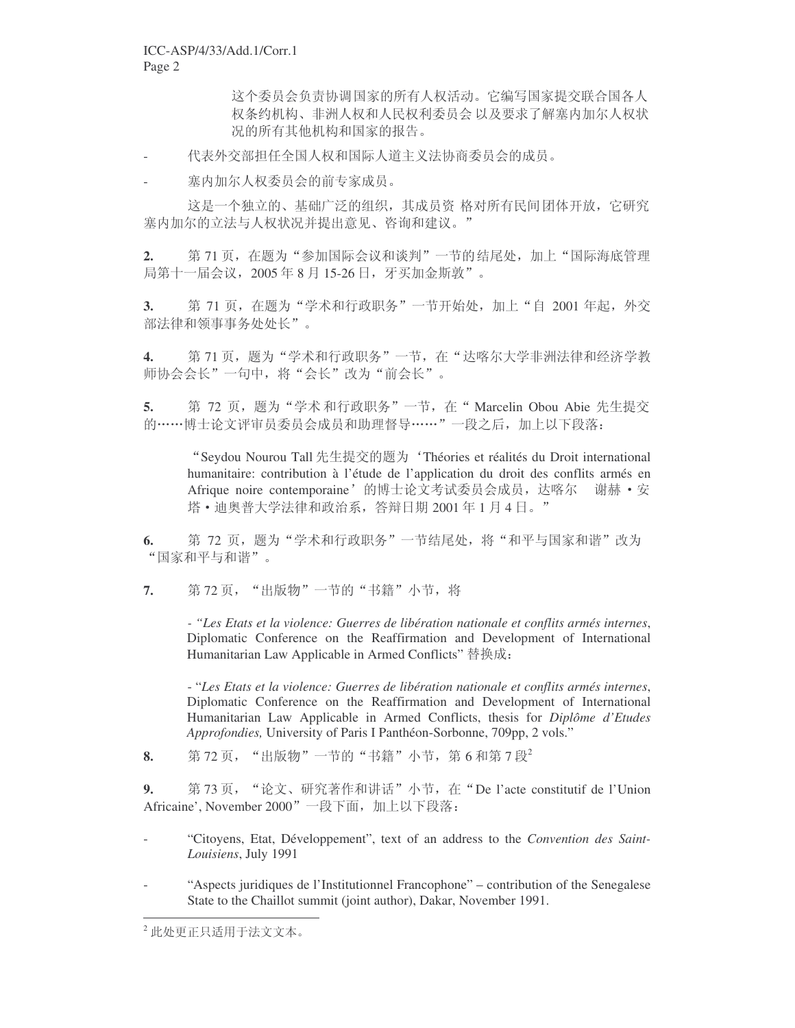这个委员会负责协调国家的所有人权活动。它编写国家提交联合国各人权条约机构、非洲人权和人民权利委员会 以及要求了解塞内加尔人权状况的所有其他机构和国家的报告。

- 代表外交部担任全国人权和国际人道主义法协商委员会的成员。

- 塞内加尔人权委员会的前专家成员。

这是一个独立的、基础广泛的组织，其成员资 格对所有民间团体开放，它研究塞内加尔的立法与人权状况并提出意见、咨询和建议。”

**2.** 第 71 页，在题为“参加国际会议和谈判”一节的结尾处，加上“国际海底管理局第十一届会议，2005 年 8 月 15-26 日，牙买加金斯敦”。

**3.** 第 71 页，在题为“学术和行政职务”一节开始处，加上“自 2001 年起，外交部法律和领事事务处处长”。

**4.** 第 71 页，题为“学术和行政职务”一节，在“达喀尔大学非洲法律和经济学教师协会会长”一句中，将“会长”改为“前会长”。

**5.** 第 72 页，题为“学术 和行政职务”一节，在“ Marcelin Obou Abie 先生提交的……博士论文评审员委员会成员和助理督导……”一段之后，加上以下段落：

“Seydou Nourou Tall 先生提交的题为‘Théories et réalités du Droit international humanitaire: contribution à l’étude de l’application du droit des conflits armés en Afrique noire contemporaine’的博士论文考试委员会成员，达喀尔 谢赫·安塔·迪奥普大学法律和政治系，答辩日期 2001 年 1 月 4 日。”

**6.** 第 72 页，题为“学术和行政职务”一节结尾处，将“和平与国家和谐”改为“国家和平与和谐”。

**7.** 第 72 页，“出版物”一节的“书籍”小节，将

- *“Les Etats et la violence: Guerres de libération nationale et conflits armés internes*, Diplomatic Conference on the Reaffirmation and Development of International Humanitarian Law Applicable in Armed Conflicts” 替换成：

- “*Les Etats et la violence: Guerres de libération nationale et conflits armés internes*, Diplomatic Conference on the Reaffirmation and Development of International Humanitarian Law Applicable in Armed Conflicts, thesis for *Diplôme d’Etudes Approfondies,* University of Paris I Panthéon-Sorbonne, 709pp, 2 vols.”

**8.** 第 72 页，“出版物”一节的“书籍”小节，第 6 和第 7 段[2]

**9.** 第 73 页，“论文、研究著作和讲话”小节，在“De l’acte constitutif de l’Union Africaine’, November 2000”一段下面，加上以下段落：

- “Citoyens, Etat, Développement”, text of an address to the *Convention des Saint-Louisiens*, July 1991

- “Aspects juridiques de l’Institutionnel Francophone” – contribution of the Senegalese State to the Chaillot summit (joint author), Dakar, November 1991.

---

[2] 此处更正只适用于法文文本。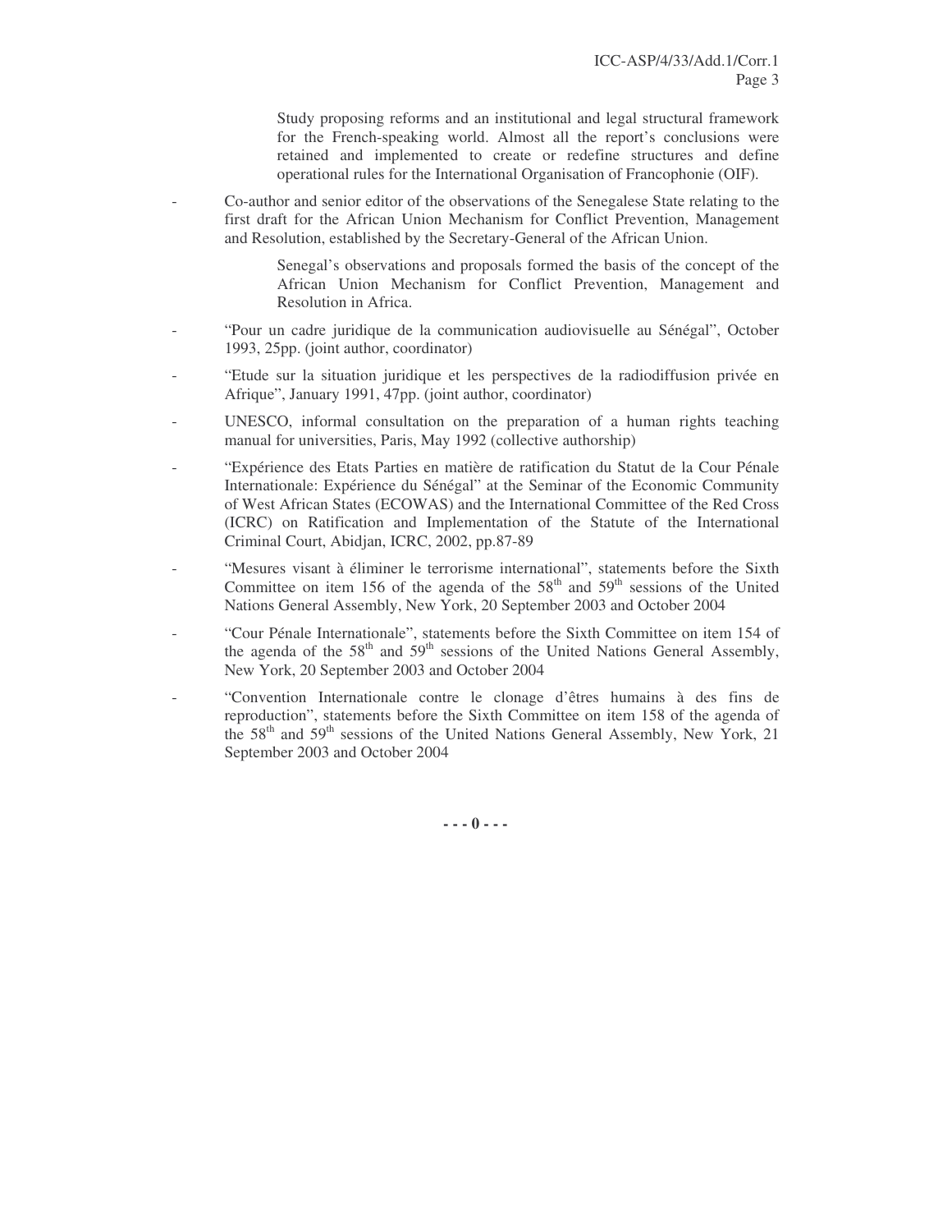Study proposing reforms and an institutional and legal structural framework for the French-speaking world. Almost all the report's conclusions were retained and implemented to create or redefine structures and define operational rules for the International Organisation of Francophonie (OIF).

- Co-author and senior editor of the observations of the Senegalese State relating to the first draft for the African Union Mechanism for Conflict Prevention, Management and Resolution, established by the Secretary-General of the African Union.

  Senegal's observations and proposals formed the basis of the concept of the African Union Mechanism for Conflict Prevention, Management and Resolution in Africa.

- "Pour un cadre juridique de la communication audiovisuelle au Sénégal", October 1993, 25pp. (joint author, coordinator)
- "Etude sur la situation juridique et les perspectives de la radiodiffusion privée en Afrique", January 1991, 47pp. (joint author, coordinator)
- UNESCO, informal consultation on the preparation of a human rights teaching manual for universities, Paris, May 1992 (collective authorship)
- "Expérience des Etats Parties en matière de ratification du Statut de la Cour Pénale Internationale: Expérience du Sénégal" at the Seminar of the Economic Community of West African States (ECOWAS) and the International Committee of the Red Cross (ICRC) on Ratification and Implementation of the Statute of the International Criminal Court, Abidjan, ICRC, 2002, pp.87-89
- "Mesures visant à éliminer le terrorisme international", statements before the Sixth Committee on item 156 of the agenda of the 58th and 59th sessions of the United Nations General Assembly, New York, 20 September 2003 and October 2004
- "Cour Pénale Internationale", statements before the Sixth Committee on item 154 of the agenda of the 58th and 59th sessions of the United Nations General Assembly, New York, 20 September 2003 and October 2004
- "Convention Internationale contre le clonage d'êtres humains à des fins de reproduction", statements before the Sixth Committee on item 158 of the agenda of the 58th and 59th sessions of the United Nations General Assembly, New York, 21 September 2003 and October 2004

**- - - 0 - - -**